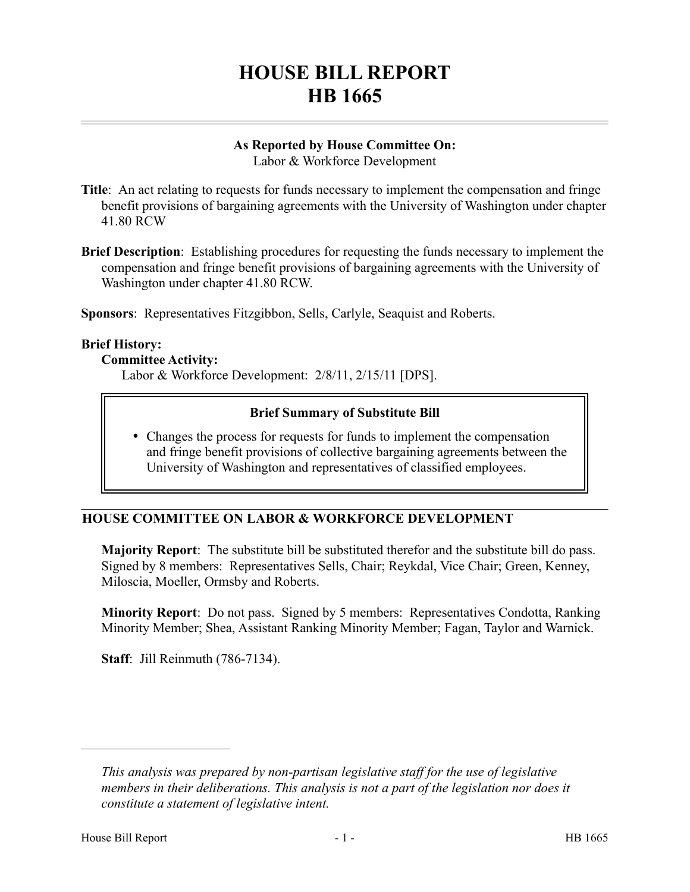# HOUSE BILL REPORT
# HB 1665

**As Reported by House Committee On:**
Labor & Workforce Development

**Title**: An act relating to requests for funds necessary to implement the compensation and fringe benefit provisions of bargaining agreements with the University of Washington under chapter 41.80 RCW

**Brief Description**: Establishing procedures for requesting the funds necessary to implement the compensation and fringe benefit provisions of bargaining agreements with the University of Washington under chapter 41.80 RCW.

**Sponsors**: Representatives Fitzgibbon, Sells, Carlyle, Seaquist and Roberts.

**Brief History:**

**Committee Activity:**

Labor & Workforce Development: 2/8/11, 2/15/11 [DPS].

**Brief Summary of Substitute Bill**

- Changes the process for requests for funds to implement the compensation and fringe benefit provisions of collective bargaining agreements between the University of Washington and representatives of classified employees.

## HOUSE COMMITTEE ON LABOR & WORKFORCE DEVELOPMENT

**Majority Report**: The substitute bill be substituted therefor and the substitute bill do pass. Signed by 8 members: Representatives Sells, Chair; Reykdal, Vice Chair; Green, Kenney, Miloscia, Moeller, Ormsby and Roberts.

**Minority Report**: Do not pass. Signed by 5 members: Representatives Condotta, Ranking Minority Member; Shea, Assistant Ranking Minority Member; Fagan, Taylor and Warnick.

**Staff**: Jill Reinmuth (786-7134).

---

*This analysis was prepared by non-partisan legislative staff for the use of legislative members in their deliberations. This analysis is not a part of the legislation nor does it constitute a statement of legislative intent.*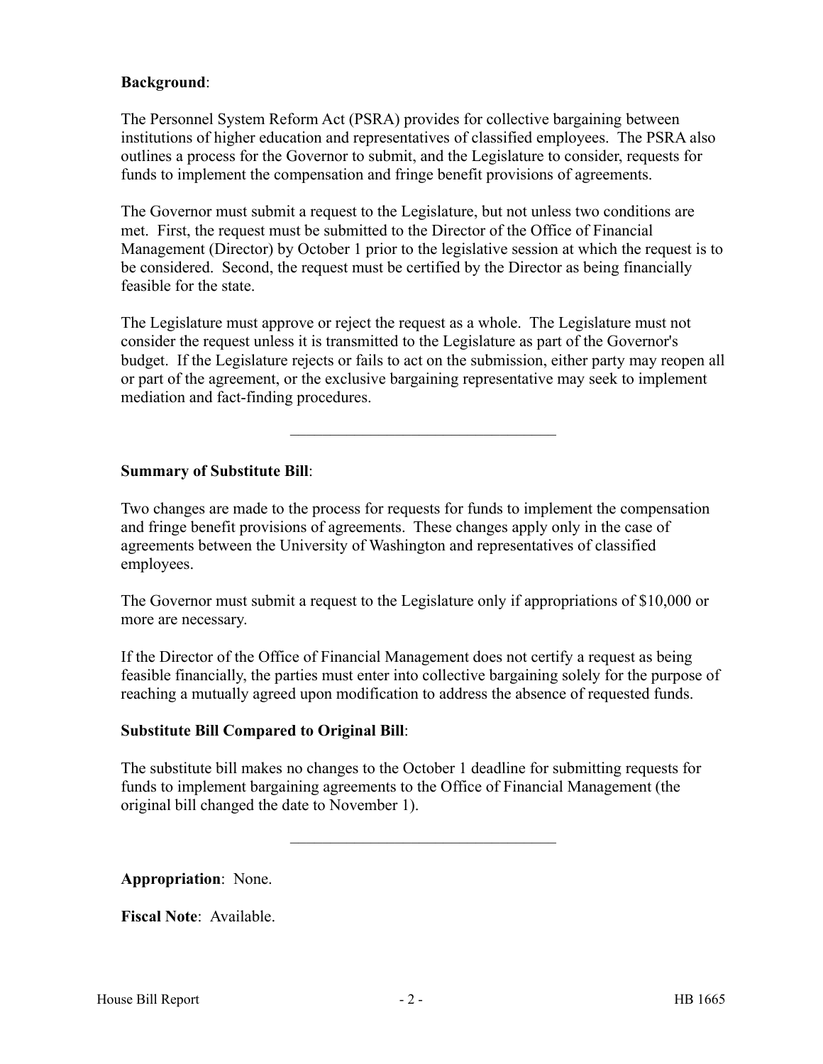**Background**:

The Personnel System Reform Act (PSRA) provides for collective bargaining between institutions of higher education and representatives of classified employees. The PSRA also outlines a process for the Governor to submit, and the Legislature to consider, requests for funds to implement the compensation and fringe benefit provisions of agreements.

The Governor must submit a request to the Legislature, but not unless two conditions are met. First, the request must be submitted to the Director of the Office of Financial Management (Director) by October 1 prior to the legislative session at which the request is to be considered. Second, the request must be certified by the Director as being financially feasible for the state.

The Legislature must approve or reject the request as a whole. The Legislature must not consider the request unless it is transmitted to the Legislature as part of the Governor's budget. If the Legislature rejects or fails to act on the submission, either party may reopen all or part of the agreement, or the exclusive bargaining representative may seek to implement mediation and fact-finding procedures.

---

**Summary of Substitute Bill**:

Two changes are made to the process for requests for funds to implement the compensation and fringe benefit provisions of agreements. These changes apply only in the case of agreements between the University of Washington and representatives of classified employees.

The Governor must submit a request to the Legislature only if appropriations of $10,000 or more are necessary.

If the Director of the Office of Financial Management does not certify a request as being feasible financially, the parties must enter into collective bargaining solely for the purpose of reaching a mutually agreed upon modification to address the absence of requested funds.

**Substitute Bill Compared to Original Bill**:

The substitute bill makes no changes to the October 1 deadline for submitting requests for funds to implement bargaining agreements to the Office of Financial Management (the original bill changed the date to November 1).

---

**Appropriation**: None.

**Fiscal Note**: Available.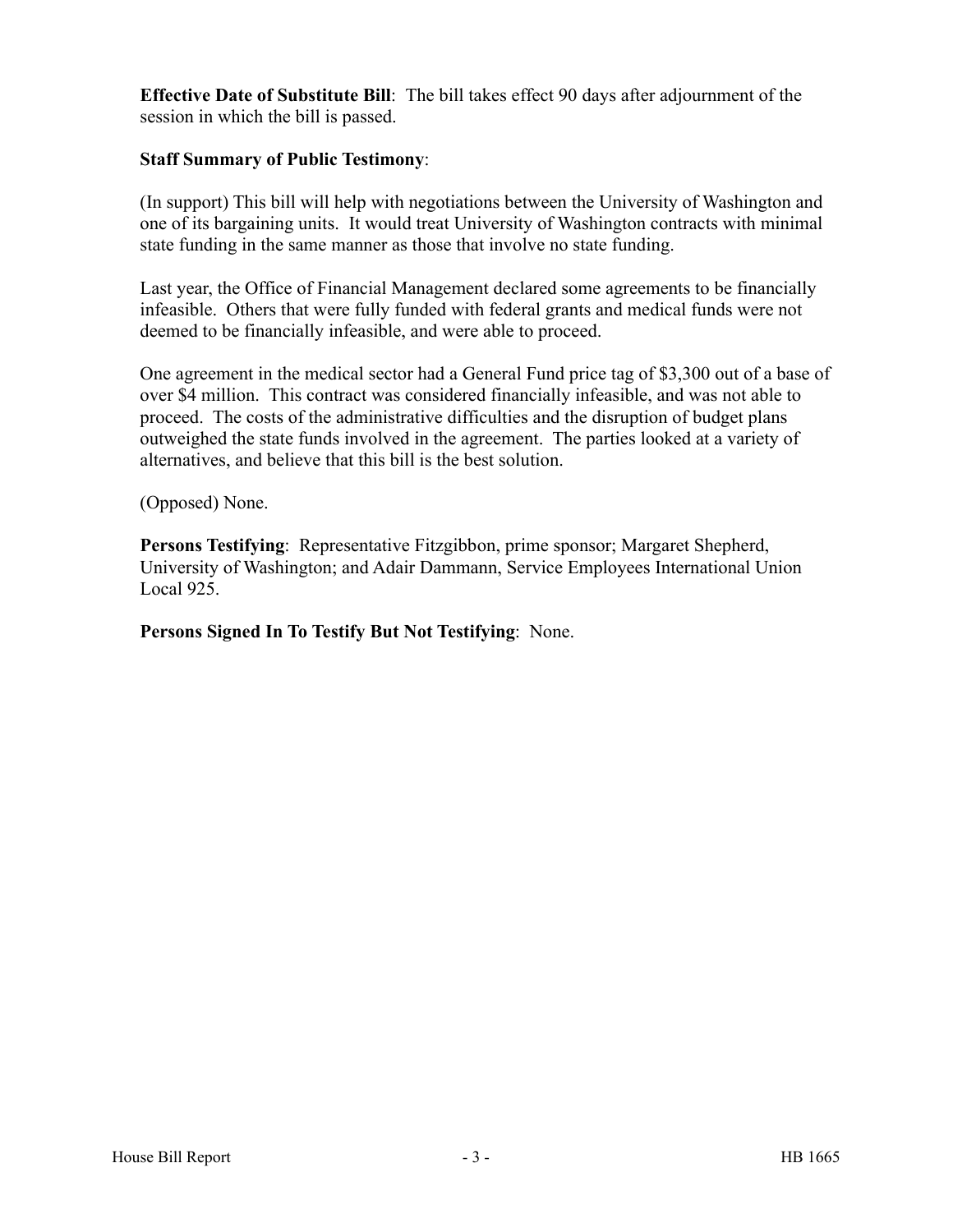**Effective Date of Substitute Bill**: The bill takes effect 90 days after adjournment of the session in which the bill is passed.

**Staff Summary of Public Testimony**:

(In support) This bill will help with negotiations between the University of Washington and one of its bargaining units. It would treat University of Washington contracts with minimal state funding in the same manner as those that involve no state funding.

Last year, the Office of Financial Management declared some agreements to be financially infeasible. Others that were fully funded with federal grants and medical funds were not deemed to be financially infeasible, and were able to proceed.

One agreement in the medical sector had a General Fund price tag of $3,300 out of a base of over $4 million. This contract was considered financially infeasible, and was not able to proceed. The costs of the administrative difficulties and the disruption of budget plans outweighed the state funds involved in the agreement. The parties looked at a variety of alternatives, and believe that this bill is the best solution.

(Opposed) None.

**Persons Testifying**: Representative Fitzgibbon, prime sponsor; Margaret Shepherd, University of Washington; and Adair Dammann, Service Employees International Union Local 925.

**Persons Signed In To Testify But Not Testifying**: None.